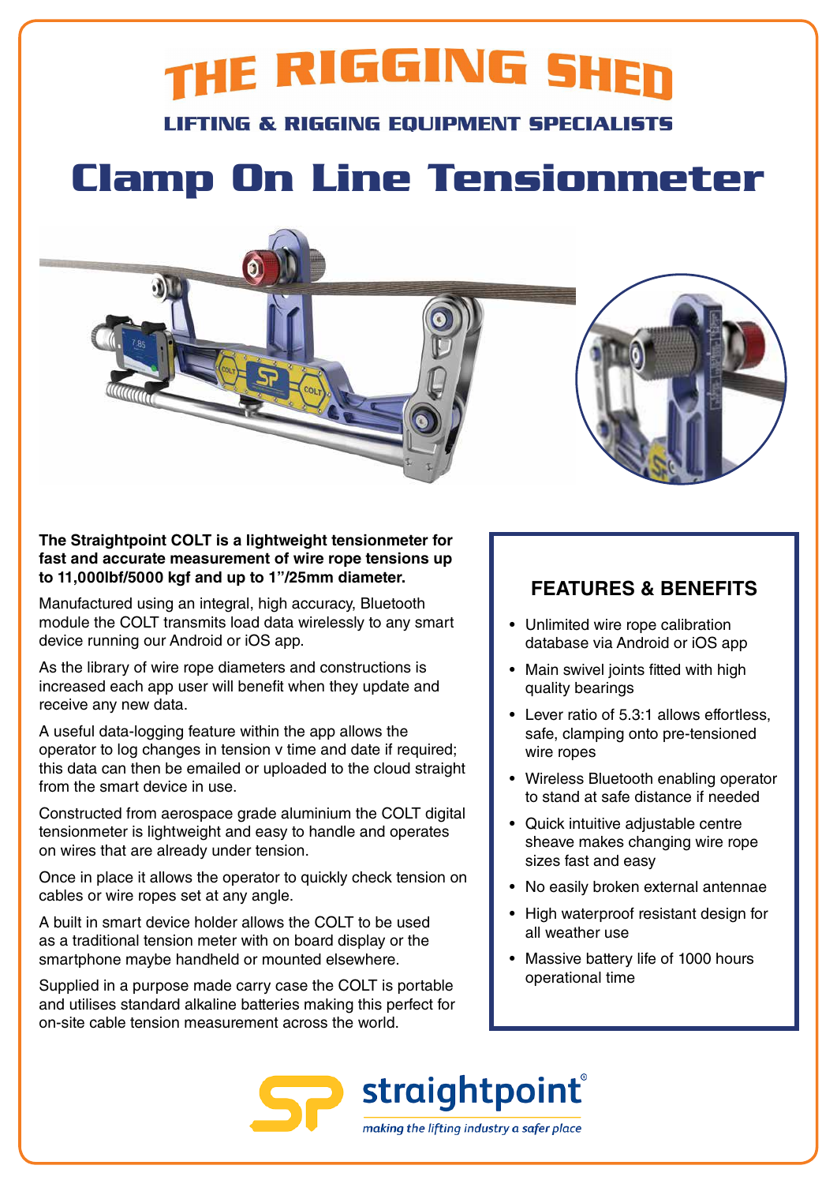# THE RIGGING SHED

### LIFTING & RIGGING EQUIPMENT SPECIALISTS

# Clamp On Line Tensionmeter

**The Straightpoint COLT is a lightweight tensionmeter for fast and accurate measurement of wire rope tensions up to 11,000lbf/5000 kgf and up to 1"/25mm diameter.**

Manufactured using an integral, high accuracy, Bluetooth module the COLT transmits load data wirelessly to any smart device running our Android or iOS app.

As the library of wire rope diameters and constructions is increased each app user will benefit when they update and receive any new data.

A useful data-logging feature within the app allows the operator to log changes in tension v time and date if required; this data can then be emailed or uploaded to the cloud straight from the smart device in use.

Constructed from aerospace grade aluminium the COLT digital tensionmeter is lightweight and easy to handle and operates on wires that are already under tension.

Once in place it allows the operator to quickly check tension on cables or wire ropes set at any angle.

A built in smart device holder allows the COLT to be used as a traditional tension meter with on board display or the smartphone maybe handheld or mounted elsewhere.

Supplied in a purpose made carry case the COLT is portable and utilises standard alkaline batteries making this perfect for on-site cable tension measurement across the world.

## FEATURES & BENEFITS

- Unlimited wire rope calibration database via Android or iOS app
- Main swivel joints fitted with high quality bearings
- Lever ratio of 5.3:1 allows effortless, safe, clamping onto pre-tensioned wire ropes
- Wireless Bluetooth enabling operator to stand at safe distance if needed
- Quick intuitive adjustable centre sheave makes changing wire rope sizes fast and easy
- No easily broken external antennae
- High waterproof resistant design for all weather use
- Massive battery life of 1000 hours operational time

straightpoint®

*making the lifting industry a safer place*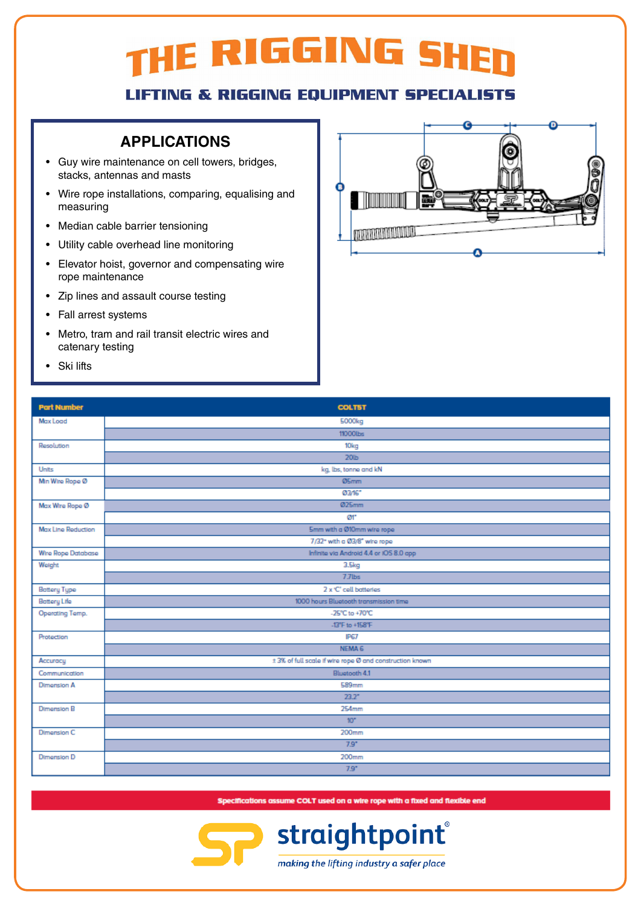# THE RIGGING SHED

## LIFTING & RIGGING EQUIPMENT SPECIALISTS

## APPLICATIONS

- Guy wire maintenance on cell towers, bridges, stacks, antennas and masts
- Wire rope installations, comparing, equalising and measuring
- Median cable barrier tensioning
- Utility cable overhead line monitoring
- Elevator hoist, governor and compensating wire rope maintenance
- Zip lines and assault course testing
- Fall arrest systems
- Metro, tram and rail transit electric wires and catenary testing
- Ski lifts

A
B
C
D

| Part Number | COLT5T |
|---|---|
| Max Load | 5000kg |
| | 11000lbs |
| Resolution | 10kg |
| | 20lb |
| Units | kg, lbs, tonne and kN |
| Min Wire Rope Ø | Ø5mm |
| | Ø3/16" |
| Max Wire Rope Ø | Ø25mm |
| | Ø1" |
| Max Line Reduction | 5mm with a Ø10mm wire rope |
| | 7/32" with a Ø3/8" wire rope |
| Wire Rope Database | Infinite via Android 4.4 or IOS 8.0 app |
| Weight | 3.5kg |
| | 7.7lbs |
| Battery Type | 2 x 'C' cell batteries |
| Battery Life | 1000 hours Bluetooth transmission time |
| Operating Temp. | -25°C to +70°C |
| | -13°F to +158°F |
| Protection | IP67 |
| | NEMA 6 |
| Accuracy | ± 3% of full scale if wire rope Ø and construction known |
| Communication | Bluetooth 4.1 |
| Dimension A | 589mm |
| | 23.2" |
| Dimension B | 254mm |
| | 10" |
| Dimension C | 200mm |
| | 7.9" |
| Dimension D | 200mm |
| | 7.9" |

**Specifications assume COLT used on a wire rope with a fixed and flexible end**

straightpoint®

*making the lifting industry a safer place*